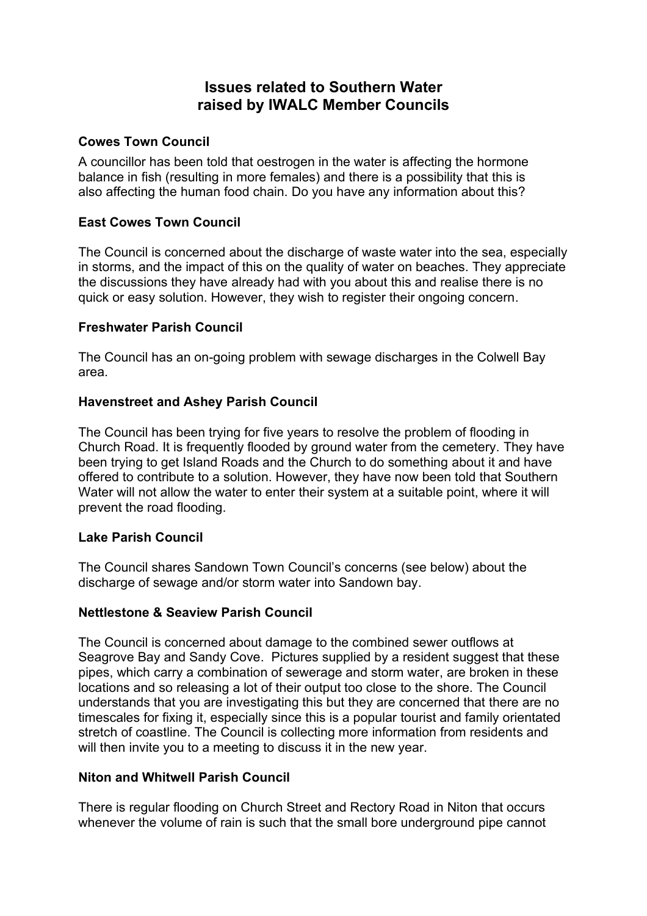# Issues related to Southern Water raised by IWALC Member Councils

### Cowes Town Council

A councillor has been told that oestrogen in the water is affecting the hormone balance in fish (resulting in more females) and there is a possibility that this is also affecting the human food chain. Do you have any information about this?

### East Cowes Town Council

The Council is concerned about the discharge of waste water into the sea, especially in storms, and the impact of this on the quality of water on beaches. They appreciate the discussions they have already had with you about this and realise there is no quick or easy solution. However, they wish to register their ongoing concern.

### Freshwater Parish Council

The Council has an on-going problem with sewage discharges in the Colwell Bay area.

### Havenstreet and Ashey Parish Council

The Council has been trying for five years to resolve the problem of flooding in Church Road. It is frequently flooded by ground water from the cemetery. They have been trying to get Island Roads and the Church to do something about it and have offered to contribute to a solution. However, they have now been told that Southern Water will not allow the water to enter their system at a suitable point, where it will prevent the road flooding.

### Lake Parish Council

The Council shares Sandown Town Council's concerns (see below) about the discharge of sewage and/or storm water into Sandown bay.

### Nettlestone & Seaview Parish Council

The Council is concerned about damage to the combined sewer outflows at Seagrove Bay and Sandy Cove. Pictures supplied by a resident suggest that these pipes, which carry a combination of sewerage and storm water, are broken in these locations and so releasing a lot of their output too close to the shore. The Council understands that you are investigating this but they are concerned that there are no timescales for fixing it, especially since this is a popular tourist and family orientated stretch of coastline. The Council is collecting more information from residents and will then invite you to a meeting to discuss it in the new year.

### Niton and Whitwell Parish Council

There is regular flooding on Church Street and Rectory Road in Niton that occurs whenever the volume of rain is such that the small bore underground pipe cannot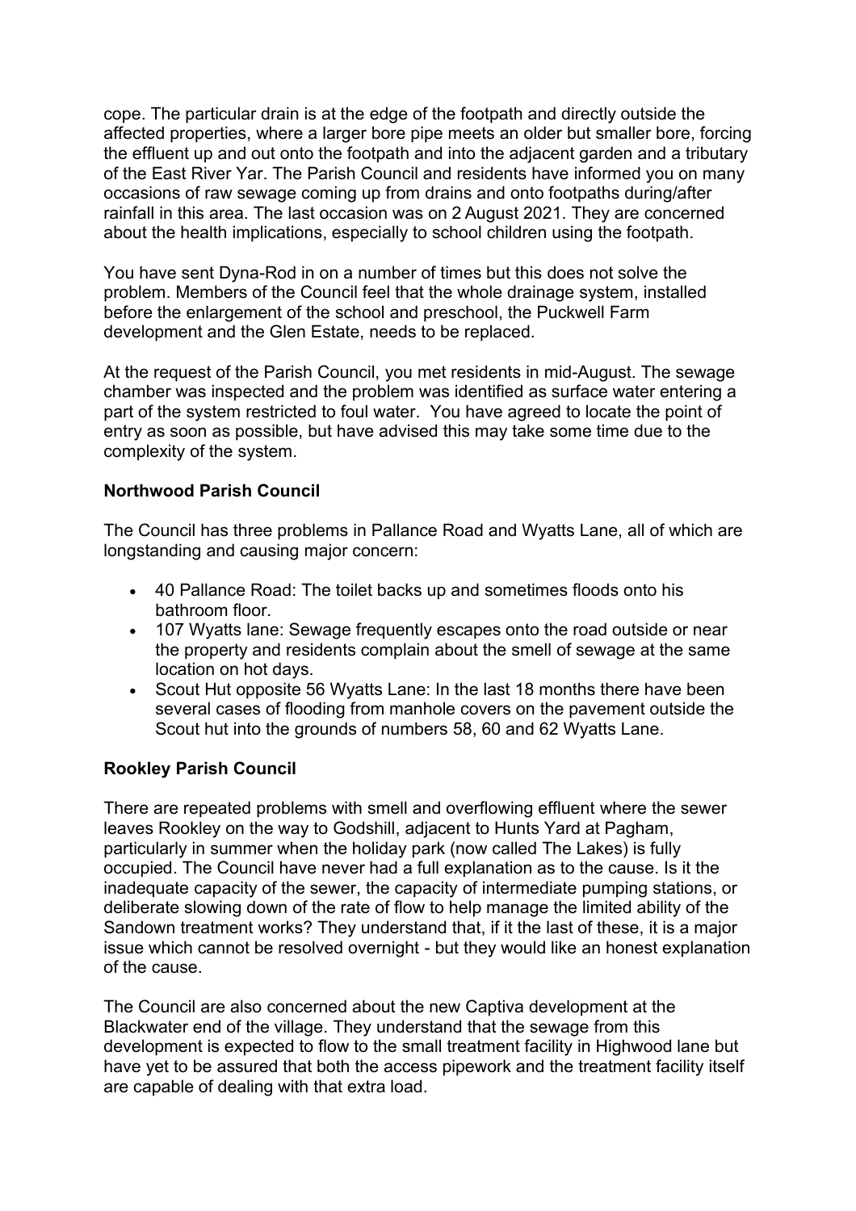cope. The particular drain is at the edge of the footpath and directly outside the affected properties, where a larger bore pipe meets an older but smaller bore, forcing the effluent up and out onto the footpath and into the adjacent garden and a tributary of the East River Yar. The Parish Council and residents have informed you on many occasions of raw sewage coming up from drains and onto footpaths during/after rainfall in this area. The last occasion was on 2 August 2021. They are concerned about the health implications, especially to school children using the footpath.

You have sent Dyna-Rod in on a number of times but this does not solve the problem. Members of the Council feel that the whole drainage system, installed before the enlargement of the school and preschool, the Puckwell Farm development and the Glen Estate, needs to be replaced.

At the request of the Parish Council, you met residents in mid-August. The sewage chamber was inspected and the problem was identified as surface water entering a part of the system restricted to foul water.  You have agreed to locate the point of entry as soon as possible, but have advised this may take some time due to the complexity of the system.

**Northwood Parish Council**

The Council has three problems in Pallance Road and Wyatts Lane, all of which are longstanding and causing major concern:

- 40 Pallance Road: The toilet backs up and sometimes floods onto his bathroom floor.
- 107 Wyatts lane: Sewage frequently escapes onto the road outside or near the property and residents complain about the smell of sewage at the same location on hot days.
- Scout Hut opposite 56 Wyatts Lane: In the last 18 months there have been several cases of flooding from manhole covers on the pavement outside the Scout hut into the grounds of numbers 58, 60 and 62 Wyatts Lane.

**Rookley Parish Council**

There are repeated problems with smell and overflowing effluent where the sewer leaves Rookley on the way to Godshill, adjacent to Hunts Yard at Pagham, particularly in summer when the holiday park (now called The Lakes) is fully occupied. The Council have never had a full explanation as to the cause. Is it the inadequate capacity of the sewer, the capacity of intermediate pumping stations, or deliberate slowing down of the rate of flow to help manage the limited ability of the Sandown treatment works? They understand that, if it the last of these, it is a major issue which cannot be resolved overnight - but they would like an honest explanation of the cause.

The Council are also concerned about the new Captiva development at the Blackwater end of the village. They understand that the sewage from this development is expected to flow to the small treatment facility in Highwood lane but have yet to be assured that both the access pipework and the treatment facility itself are capable of dealing with that extra load.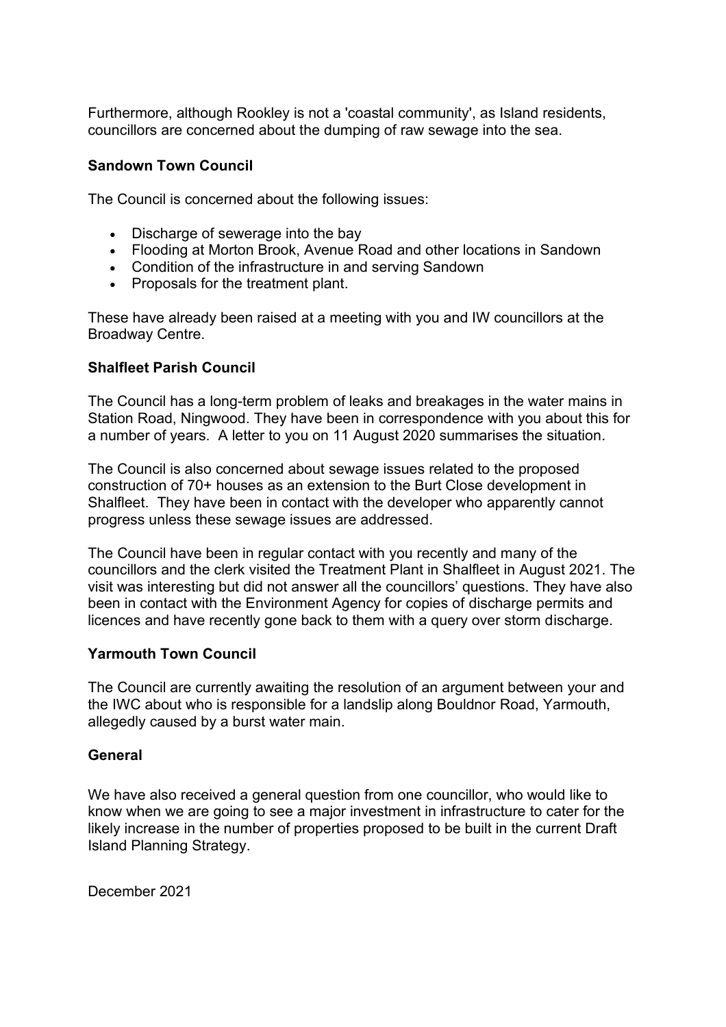Furthermore, although Rookley is not a 'coastal community', as Island residents, councillors are concerned about the dumping of raw sewage into the sea.

### Sandown Town Council

The Council is concerned about the following issues:

- Discharge of sewerage into the bay
- Flooding at Morton Brook, Avenue Road and other locations in Sandown
- Condition of the infrastructure in and serving Sandown
- Proposals for the treatment plant.

These have already been raised at a meeting with you and IW councillors at the Broadway Centre.

### Shalfleet Parish Council

The Council has a long-term problem of leaks and breakages in the water mains in Station Road, Ningwood. They have been in correspondence with you about this for a number of years. A letter to you on 11 August 2020 summarises the situation.

The Council is also concerned about sewage issues related to the proposed construction of 70+ houses as an extension to the Burt Close development in Shalfleet. They have been in contact with the developer who apparently cannot progress unless these sewage issues are addressed.

The Council have been in regular contact with you recently and many of the councillors and the clerk visited the Treatment Plant in Shalfleet in August 2021. The visit was interesting but did not answer all the councillors' questions. They have also been in contact with the Environment Agency for copies of discharge permits and licences and have recently gone back to them with a query over storm discharge.

### Yarmouth Town Council

The Council are currently awaiting the resolution of an argument between your and the IWC about who is responsible for a landslip along Bouldnor Road, Yarmouth, allegedly caused by a burst water main.

### General

We have also received a general question from one councillor, who would like to know when we are going to see a major investment in infrastructure to cater for the likely increase in the number of properties proposed to be built in the current Draft Island Planning Strategy.

December 2021